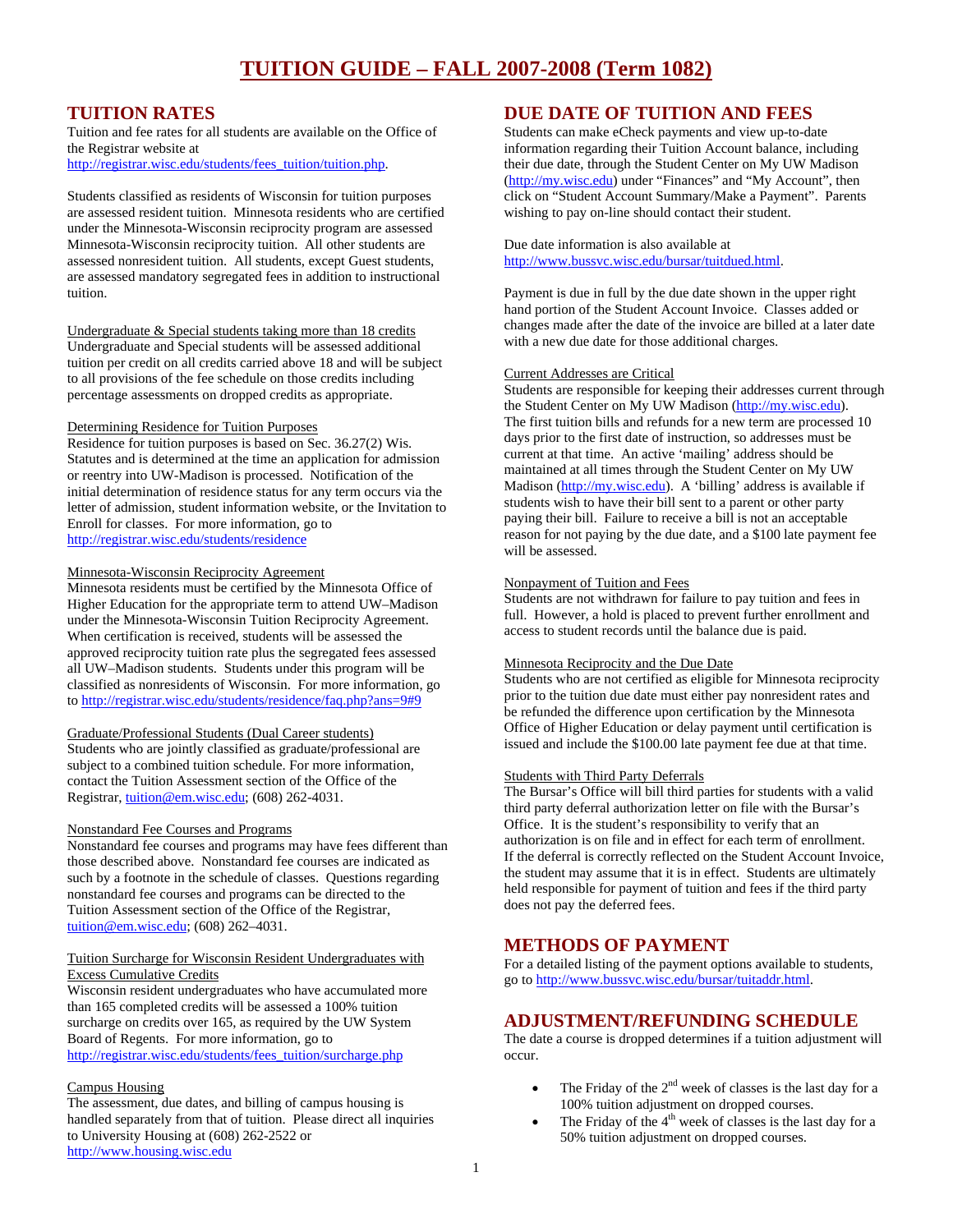# TUITION GUIDE – FALL 2007-2008 (Term 1082)

## TUITION RATES

Tuition and fee rates for all students are available on the Office of the Registrar website at http://registrar.wisc.edu/students/fees_tuition/tuition.php.

Students classified as residents of Wisconsin for tuition purposes are assessed resident tuition. Minnesota residents who are certified under the Minnesota-Wisconsin reciprocity program are assessed Minnesota-Wisconsin reciprocity tuition. All other students are assessed nonresident tuition. All students, except Guest students, are assessed mandatory segregated fees in addition to instructional tuition.

### Undergraduate & Special students taking more than 18 credits

Undergraduate and Special students will be assessed additional tuition per credit on all credits carried above 18 and will be subject to all provisions of the fee schedule on those credits including percentage assessments on dropped credits as appropriate.

### Determining Residence for Tuition Purposes

Residence for tuition purposes is based on Sec. 36.27(2) Wis. Statutes and is determined at the time an application for admission or reentry into UW-Madison is processed. Notification of the initial determination of residence status for any term occurs via the letter of admission, student information website, or the Invitation to Enroll for classes. For more information, go to http://registrar.wisc.edu/students/residence

### Minnesota-Wisconsin Reciprocity Agreement

Minnesota residents must be certified by the Minnesota Office of Higher Education for the appropriate term to attend UW–Madison under the Minnesota-Wisconsin Tuition Reciprocity Agreement. When certification is received, students will be assessed the approved reciprocity tuition rate plus the segregated fees assessed all UW–Madison students. Students under this program will be classified as nonresidents of Wisconsin. For more information, go to http://registrar.wisc.edu/students/residence/faq.php?ans=9#9

### Graduate/Professional Students (Dual Career students)

Students who are jointly classified as graduate/professional are subject to a combined tuition schedule. For more information, contact the Tuition Assessment section of the Office of the Registrar, tuition@em.wisc.edu; (608) 262-4031.

### Nonstandard Fee Courses and Programs

Nonstandard fee courses and programs may have fees different than those described above. Nonstandard fee courses are indicated as such by a footnote in the schedule of classes. Questions regarding nonstandard fee courses and programs can be directed to the Tuition Assessment section of the Office of the Registrar, tuition@em.wisc.edu; (608) 262–4031.

### Tuition Surcharge for Wisconsin Resident Undergraduates with Excess Cumulative Credits

Wisconsin resident undergraduates who have accumulated more than 165 completed credits will be assessed a 100% tuition surcharge on credits over 165, as required by the UW System Board of Regents. For more information, go to http://registrar.wisc.edu/students/fees_tuition/surcharge.php

### Campus Housing

The assessment, due dates, and billing of campus housing is handled separately from that of tuition. Please direct all inquiries to University Housing at (608) 262-2522 or http://www.housing.wisc.edu

## DUE DATE OF TUITION AND FEES

Students can make eCheck payments and view up-to-date information regarding their Tuition Account balance, including their due date, through the Student Center on My UW Madison (http://my.wisc.edu) under "Finances" and "My Account", then click on "Student Account Summary/Make a Payment". Parents wishing to pay on-line should contact their student.

Due date information is also available at http://www.bussvc.wisc.edu/bursar/tuitdued.html.

Payment is due in full by the due date shown in the upper right hand portion of the Student Account Invoice. Classes added or changes made after the date of the invoice are billed at a later date with a new due date for those additional charges.

### Current Addresses are Critical

Students are responsible for keeping their addresses current through the Student Center on My UW Madison (http://my.wisc.edu). The first tuition bills and refunds for a new term are processed 10 days prior to the first date of instruction, so addresses must be current at that time. An active 'mailing' address should be maintained at all times through the Student Center on My UW Madison (http://my.wisc.edu). A 'billing' address is available if students wish to have their bill sent to a parent or other party paying their bill. Failure to receive a bill is not an acceptable reason for not paying by the due date, and a $100 late payment fee will be assessed.

### Nonpayment of Tuition and Fees

Students are not withdrawn for failure to pay tuition and fees in full. However, a hold is placed to prevent further enrollment and access to student records until the balance due is paid.

### Minnesota Reciprocity and the Due Date

Students who are not certified as eligible for Minnesota reciprocity prior to the tuition due date must either pay nonresident rates and be refunded the difference upon certification by the Minnesota Office of Higher Education or delay payment until certification is issued and include the $100.00 late payment fee due at that time.

### Students with Third Party Deferrals

The Bursar's Office will bill third parties for students with a valid third party deferral authorization letter on file with the Bursar's Office. It is the student's responsibility to verify that an authorization is on file and in effect for each term of enrollment. If the deferral is correctly reflected on the Student Account Invoice, the student may assume that it is in effect. Students are ultimately held responsible for payment of tuition and fees if the third party does not pay the deferred fees.

## METHODS OF PAYMENT

For a detailed listing of the payment options available to students, go to http://www.bussvc.wisc.edu/bursar/tuitaddr.html.

## ADJUSTMENT/REFUNDING SCHEDULE

The date a course is dropped determines if a tuition adjustment will occur.

- The Friday of the 2nd week of classes is the last day for a 100% tuition adjustment on dropped courses.
- The Friday of the 4th week of classes is the last day for a 50% tuition adjustment on dropped courses.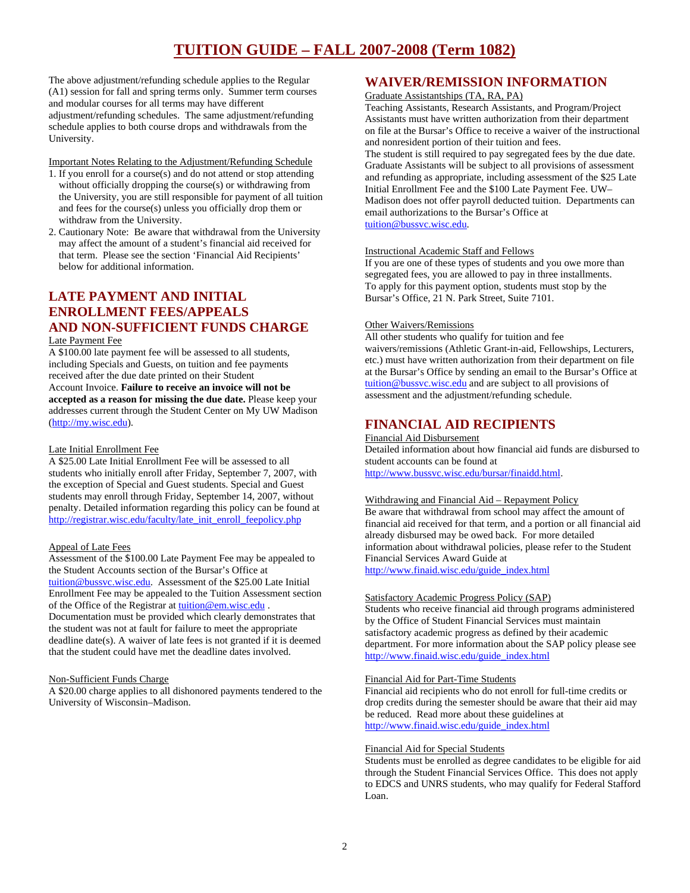# TUITION GUIDE – FALL 2007-2008 (Term 1082)

The above adjustment/refunding schedule applies to the Regular (A1) session for fall and spring terms only. Summer term courses and modular courses for all terms may have different adjustment/refunding schedules. The same adjustment/refunding schedule applies to both course drops and withdrawals from the University.

Important Notes Relating to the Adjustment/Refunding Schedule

1. If you enroll for a course(s) and do not attend or stop attending without officially dropping the course(s) or withdrawing from the University, you are still responsible for payment of all tuition and fees for the course(s) unless you officially drop them or withdraw from the University.
2. Cautionary Note: Be aware that withdrawal from the University may affect the amount of a student's financial aid received for that term. Please see the section 'Financial Aid Recipients' below for additional information.

## LATE PAYMENT AND INITIAL ENROLLMENT FEES/APPEALS AND NON-SUFFICIENT FUNDS CHARGE

Late Payment Fee

A $100.00 late payment fee will be assessed to all students, including Specials and Guests, on tuition and fee payments received after the due date printed on their Student Account Invoice. **Failure to receive an invoice will not be accepted as a reason for missing the due date.** Please keep your addresses current through the Student Center on My UW Madison (http://my.wisc.edu).

Late Initial Enrollment Fee

A $25.00 Late Initial Enrollment Fee will be assessed to all students who initially enroll after Friday, September 7, 2007, with the exception of Special and Guest students. Special and Guest students may enroll through Friday, September 14, 2007, without penalty. Detailed information regarding this policy can be found at http://registrar.wisc.edu/faculty/late_init_enroll_feepolicy.php

Appeal of Late Fees

Assessment of the $100.00 Late Payment Fee may be appealed to the Student Accounts section of the Bursar's Office at tuition@bussvc.wisc.edu. Assessment of the $25.00 Late Initial Enrollment Fee may be appealed to the Tuition Assessment section of the Office of the Registrar at tuition@em.wisc.edu . Documentation must be provided which clearly demonstrates that the student was not at fault for failure to meet the appropriate deadline date(s). A waiver of late fees is not granted if it is deemed that the student could have met the deadline dates involved.

Non-Sufficient Funds Charge

A $20.00 charge applies to all dishonored payments tendered to the University of Wisconsin–Madison.

## WAIVER/REMISSION INFORMATION

Graduate Assistantships (TA, RA, PA)

Teaching Assistants, Research Assistants, and Program/Project Assistants must have written authorization from their department on file at the Bursar's Office to receive a waiver of the instructional and nonresident portion of their tuition and fees.
The student is still required to pay segregated fees by the due date. Graduate Assistants will be subject to all provisions of assessment and refunding as appropriate, including assessment of the $25 Late Initial Enrollment Fee and the $100 Late Payment Fee. UW–Madison does not offer payroll deducted tuition. Departments can email authorizations to the Bursar's Office at tuition@bussvc.wisc.edu.

Instructional Academic Staff and Fellows

If you are one of these types of students and you owe more than segregated fees, you are allowed to pay in three installments. To apply for this payment option, students must stop by the Bursar's Office, 21 N. Park Street, Suite 7101.

Other Waivers/Remissions

All other students who qualify for tuition and fee waivers/remissions (Athletic Grant-in-aid, Fellowships, Lecturers, etc.) must have written authorization from their department on file at the Bursar's Office by sending an email to the Bursar's Office at tuition@bussvc.wisc.edu and are subject to all provisions of assessment and the adjustment/refunding schedule.

## FINANCIAL AID RECIPIENTS

Financial Aid Disbursement

Detailed information about how financial aid funds are disbursed to student accounts can be found at http://www.bussvc.wisc.edu/bursar/finaidd.html.

Withdrawing and Financial Aid – Repayment Policy

Be aware that withdrawal from school may affect the amount of financial aid received for that term, and a portion or all financial aid already disbursed may be owed back. For more detailed information about withdrawal policies, please refer to the Student Financial Services Award Guide at http://www.finaid.wisc.edu/guide_index.html

Satisfactory Academic Progress Policy (SAP)

Students who receive financial aid through programs administered by the Office of Student Financial Services must maintain satisfactory academic progress as defined by their academic department. For more information about the SAP policy please see http://www.finaid.wisc.edu/guide_index.html

Financial Aid for Part-Time Students

Financial aid recipients who do not enroll for full-time credits or drop credits during the semester should be aware that their aid may be reduced. Read more about these guidelines at http://www.finaid.wisc.edu/guide_index.html

Financial Aid for Special Students

Students must be enrolled as degree candidates to be eligible for aid through the Student Financial Services Office. This does not apply to EDCS and UNRS students, who may qualify for Federal Stafford Loan.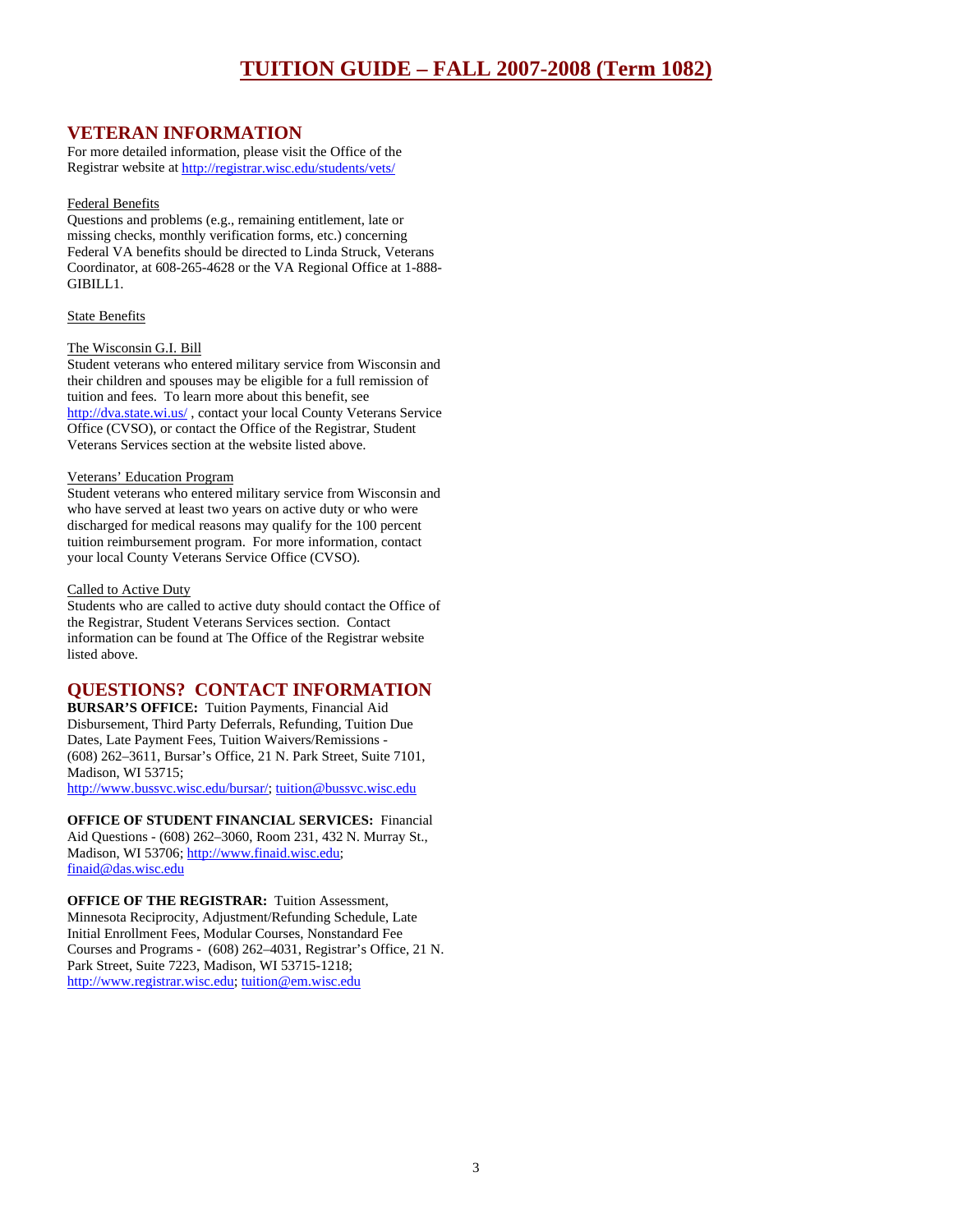# TUITION GUIDE – FALL 2007-2008 (Term 1082)

## VETERAN INFORMATION

For more detailed information, please visit the Office of the Registrar website at http://registrar.wisc.edu/students/vets/

Federal Benefits

Questions and problems (e.g., remaining entitlement, late or missing checks, monthly verification forms, etc.) concerning Federal VA benefits should be directed to Linda Struck, Veterans Coordinator, at 608-265-4628 or the VA Regional Office at 1-888-GIBILL1.

State Benefits

The Wisconsin G.I. Bill

Student veterans who entered military service from Wisconsin and their children and spouses may be eligible for a full remission of tuition and fees. To learn more about this benefit, see http://dva.state.wi.us/ , contact your local County Veterans Service Office (CVSO), or contact the Office of the Registrar, Student Veterans Services section at the website listed above.

Veterans' Education Program

Student veterans who entered military service from Wisconsin and who have served at least two years on active duty or who were discharged for medical reasons may qualify for the 100 percent tuition reimbursement program. For more information, contact your local County Veterans Service Office (CVSO).

Called to Active Duty

Students who are called to active duty should contact the Office of the Registrar, Student Veterans Services section. Contact information can be found at The Office of the Registrar website listed above.

## QUESTIONS? CONTACT INFORMATION

**BURSAR'S OFFICE:** Tuition Payments, Financial Aid Disbursement, Third Party Deferrals, Refunding, Tuition Due Dates, Late Payment Fees, Tuition Waivers/Remissions - (608) 262–3611, Bursar's Office, 21 N. Park Street, Suite 7101, Madison, WI 53715; http://www.bussvc.wisc.edu/bursar/; tuition@bussvc.wisc.edu

**OFFICE OF STUDENT FINANCIAL SERVICES:** Financial Aid Questions - (608) 262–3060, Room 231, 432 N. Murray St., Madison, WI 53706; http://www.finaid.wisc.edu; finaid@das.wisc.edu

**OFFICE OF THE REGISTRAR:** Tuition Assessment, Minnesota Reciprocity, Adjustment/Refunding Schedule, Late Initial Enrollment Fees, Modular Courses, Nonstandard Fee Courses and Programs - (608) 262–4031, Registrar's Office, 21 N. Park Street, Suite 7223, Madison, WI 53715-1218; http://www.registrar.wisc.edu; tuition@em.wisc.edu